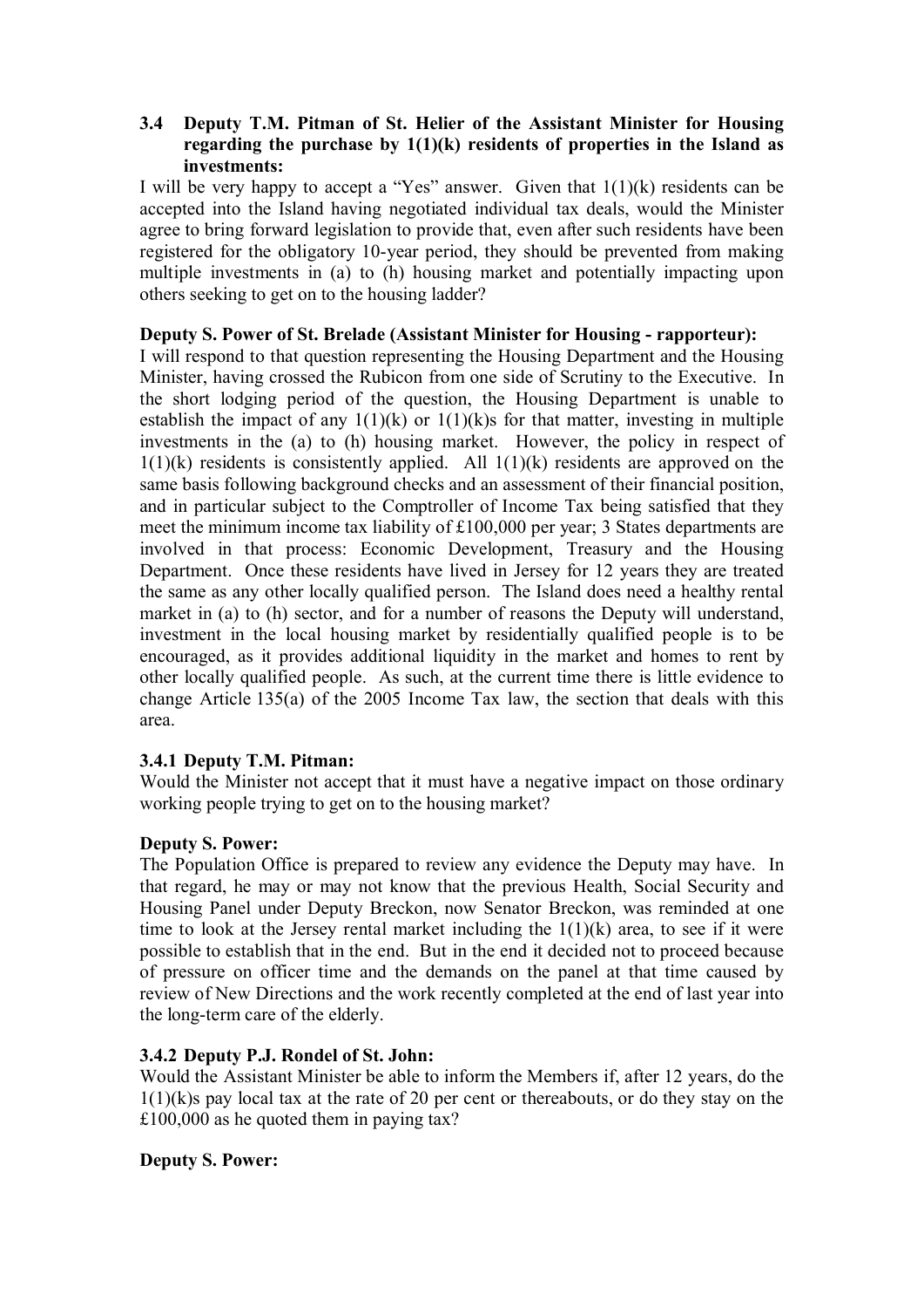### 3.4 Deputy T.M. Pitman of St. Helier of the Assistant Minister for Housing regarding the purchase by 1(1)(k) residents of properties in the Island as investments:

I will be very happy to accept a "Yes" answer. Given that 1(1)(k) residents can be accepted into the Island having negotiated individual tax deals, would the Minister agree to bring forward legislation to provide that, even after such residents have been registered for the obligatory 10-year period, they should be prevented from making multiple investments in (a) to (h) housing market and potentially impacting upon others seeking to get on to the housing ladder?

**Deputy S. Power of St. Brelade (Assistant Minister for Housing - rapporteur):**

I will respond to that question representing the Housing Department and the Housing Minister, having crossed the Rubicon from one side of Scrutiny to the Executive. In the short lodging period of the question, the Housing Department is unable to establish the impact of any 1(1)(k) or 1(1)(k)s for that matter, investing in multiple investments in the (a) to (h) housing market. However, the policy in respect of 1(1)(k) residents is consistently applied. All 1(1)(k) residents are approved on the same basis following background checks and an assessment of their financial position, and in particular subject to the Comptroller of Income Tax being satisfied that they meet the minimum income tax liability of £100,000 per year; 3 States departments are involved in that process: Economic Development, Treasury and the Housing Department. Once these residents have lived in Jersey for 12 years they are treated the same as any other locally qualified person. The Island does need a healthy rental market in (a) to (h) sector, and for a number of reasons the Deputy will understand, investment in the local housing market by residentially qualified people is to be encouraged, as it provides additional liquidity in the market and homes to rent by other locally qualified people. As such, at the current time there is little evidence to change Article 135(a) of the 2005 Income Tax law, the section that deals with this area.

#### 3.4.1 Deputy T.M. Pitman:

Would the Minister not accept that it must have a negative impact on those ordinary working people trying to get on to the housing market?

**Deputy S. Power:**

The Population Office is prepared to review any evidence the Deputy may have. In that regard, he may or may not know that the previous Health, Social Security and Housing Panel under Deputy Breckon, now Senator Breckon, was reminded at one time to look at the Jersey rental market including the 1(1)(k) area, to see if it were possible to establish that in the end. But in the end it decided not to proceed because of pressure on officer time and the demands on the panel at that time caused by review of New Directions and the work recently completed at the end of last year into the long-term care of the elderly.

#### 3.4.2 Deputy P.J. Rondel of St. John:

Would the Assistant Minister be able to inform the Members if, after 12 years, do the 1(1)(k)s pay local tax at the rate of 20 per cent or thereabouts, or do they stay on the £100,000 as he quoted them in paying tax?

**Deputy S. Power:**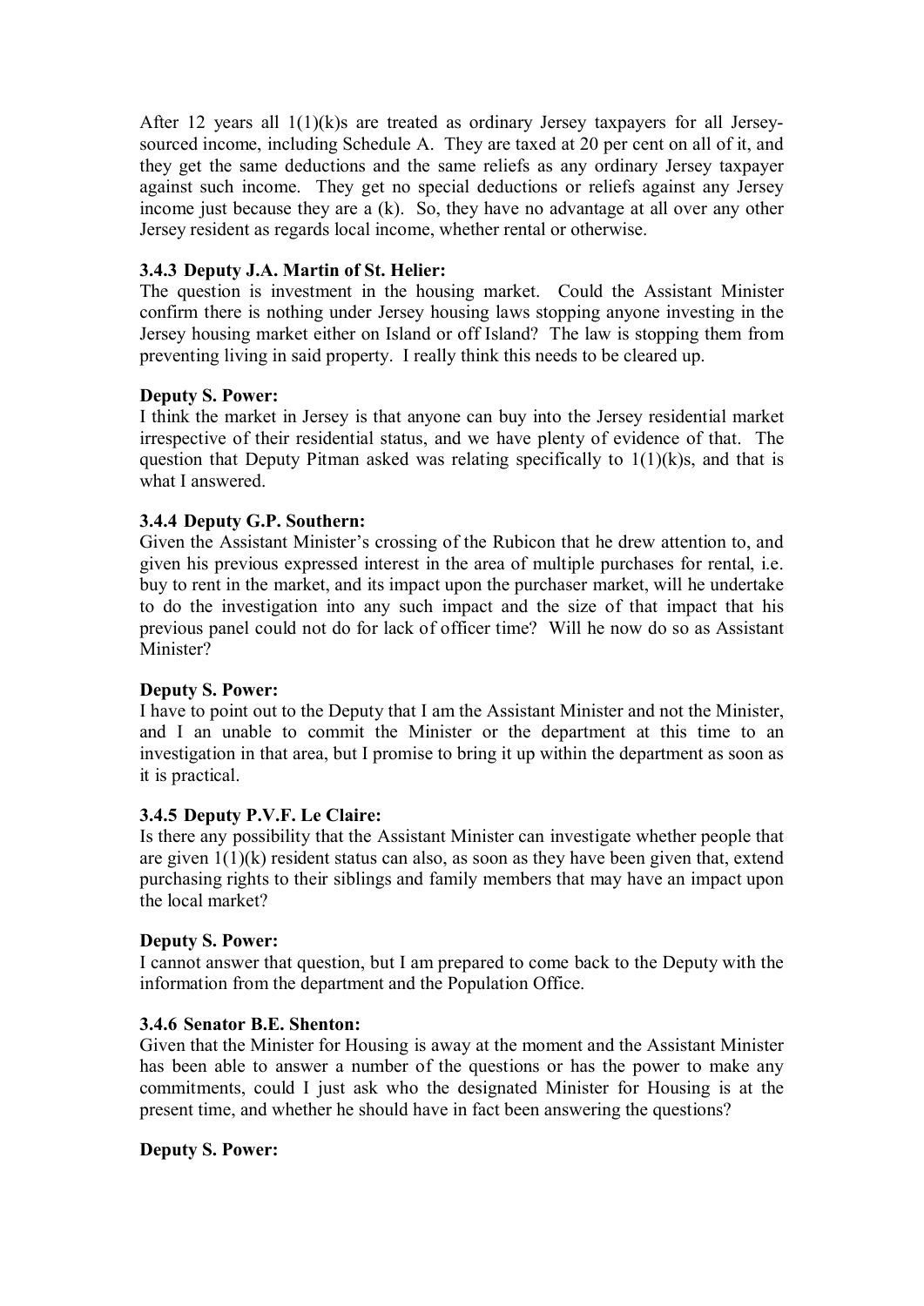After 12 years all 1(1)(k)s are treated as ordinary Jersey taxpayers for all Jersey-sourced income, including Schedule A. They are taxed at 20 per cent on all of it, and they get the same deductions and the same reliefs as any ordinary Jersey taxpayer against such income. They get no special deductions or reliefs against any Jersey income just because they are a (k). So, they have no advantage at all over any other Jersey resident as regards local income, whether rental or otherwise.

### 3.4.3 Deputy J.A. Martin of St. Helier:

The question is investment in the housing market. Could the Assistant Minister confirm there is nothing under Jersey housing laws stopping anyone investing in the Jersey housing market either on Island or off Island? The law is stopping them from preventing living in said property. I really think this needs to be cleared up.

**Deputy S. Power:**

I think the market in Jersey is that anyone can buy into the Jersey residential market irrespective of their residential status, and we have plenty of evidence of that. The question that Deputy Pitman asked was relating specifically to 1(1)(k)s, and that is what I answered.

### 3.4.4 Deputy G.P. Southern:

Given the Assistant Minister's crossing of the Rubicon that he drew attention to, and given his previous expressed interest in the area of multiple purchases for rental, i.e. buy to rent in the market, and its impact upon the purchaser market, will he undertake to do the investigation into any such impact and the size of that impact that his previous panel could not do for lack of officer time? Will he now do so as Assistant Minister?

**Deputy S. Power:**

I have to point out to the Deputy that I am the Assistant Minister and not the Minister, and I an unable to commit the Minister or the department at this time to an investigation in that area, but I promise to bring it up within the department as soon as it is practical.

### 3.4.5 Deputy P.V.F. Le Claire:

Is there any possibility that the Assistant Minister can investigate whether people that are given 1(1)(k) resident status can also, as soon as they have been given that, extend purchasing rights to their siblings and family members that may have an impact upon the local market?

**Deputy S. Power:**

I cannot answer that question, but I am prepared to come back to the Deputy with the information from the department and the Population Office.

### 3.4.6 Senator B.E. Shenton:

Given that the Minister for Housing is away at the moment and the Assistant Minister has been able to answer a number of the questions or has the power to make any commitments, could I just ask who the designated Minister for Housing is at the present time, and whether he should have in fact been answering the questions?

**Deputy S. Power:**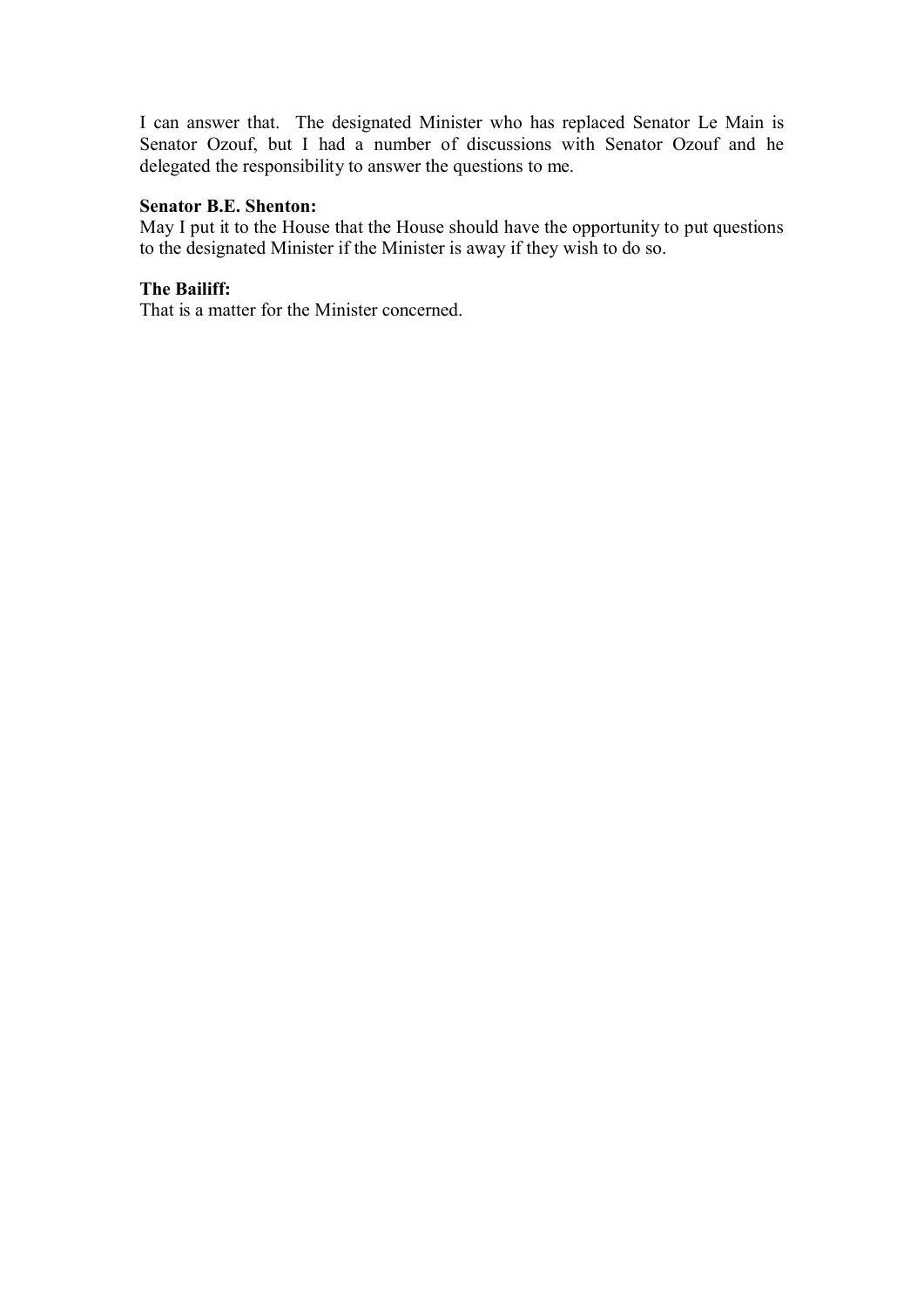I can answer that. The designated Minister who has replaced Senator Le Main is Senator Ozouf, but I had a number of discussions with Senator Ozouf and he delegated the responsibility to answer the questions to me.

**Senator B.E. Shenton:**

May I put it to the House that the House should have the opportunity to put questions to the designated Minister if the Minister is away if they wish to do so.

**The Bailiff:**

That is a matter for the Minister concerned.